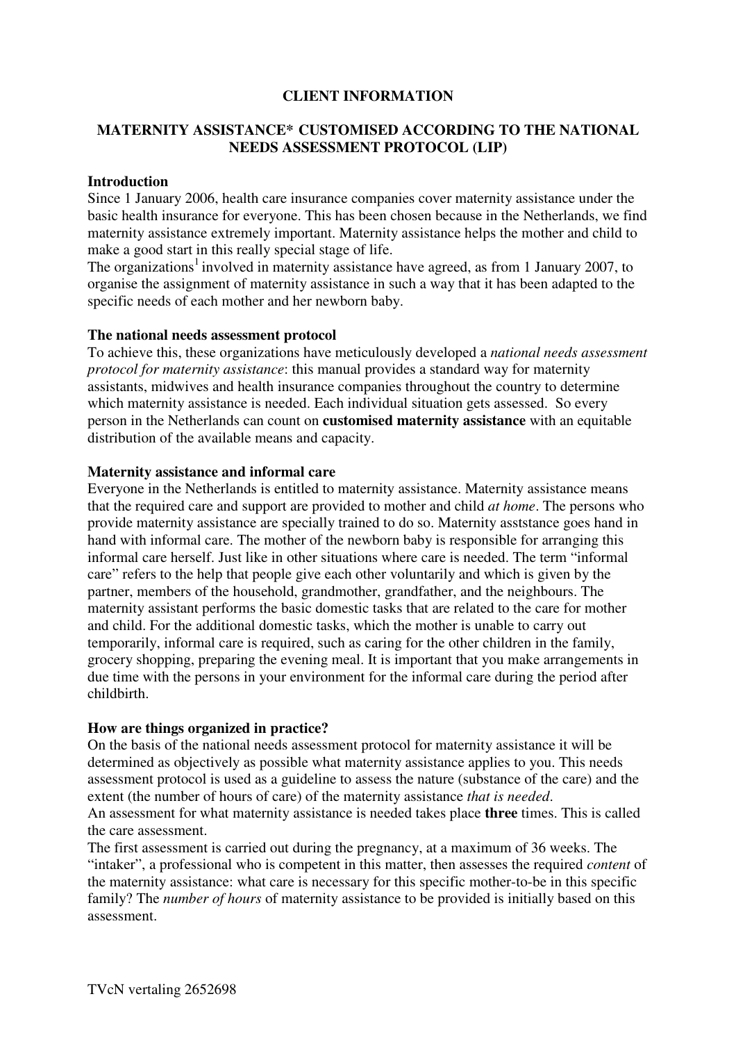**CLIENT INFORMATION**

**MATERNITY ASSISTANCE* CUSTOMISED ACCORDING TO THE NATIONAL NEEDS ASSESSMENT PROTOCOL (LIP)**

**Introduction**

Since 1 January 2006, health care insurance companies cover maternity assistance under the basic health insurance for everyone. This has been chosen because in the Netherlands, we find maternity assistance extremely important. Maternity assistance helps the mother and child to make a good start in this really special stage of life.

The organizations[1] involved in maternity assistance have agreed, as from 1 January 2007, to organise the assignment of maternity assistance in such a way that it has been adapted to the specific needs of each mother and her newborn baby.

**The national needs assessment protocol**

To achieve this, these organizations have meticulously developed a *national needs assessment protocol for maternity assistance*: this manual provides a standard way for maternity assistants, midwives and health insurance companies throughout the country to determine which maternity assistance is needed. Each individual situation gets assessed. So every person in the Netherlands can count on **customised maternity assistance** with an equitable distribution of the available means and capacity.

**Maternity assistance and informal care**

Everyone in the Netherlands is entitled to maternity assistance. Maternity assistance means that the required care and support are provided to mother and child *at home*. The persons who provide maternity assistance are specially trained to do so. Maternity asststance goes hand in hand with informal care. The mother of the newborn baby is responsible for arranging this informal care herself. Just like in other situations where care is needed. The term "informal care" refers to the help that people give each other voluntarily and which is given by the partner, members of the household, grandmother, grandfather, and the neighbours. The maternity assistant performs the basic domestic tasks that are related to the care for mother and child. For the additional domestic tasks, which the mother is unable to carry out temporarily, informal care is required, such as caring for the other children in the family, grocery shopping, preparing the evening meal. It is important that you make arrangements in due time with the persons in your environment for the informal care during the period after childbirth.

**How are things organized in practice?**

On the basis of the national needs assessment protocol for maternity assistance it will be determined as objectively as possible what maternity assistance applies to you. This needs assessment protocol is used as a guideline to assess the nature (substance of the care) and the extent (the number of hours of care) of the maternity assistance *that is needed*.

An assessment for what maternity assistance is needed takes place **three** times. This is called the care assessment.

The first assessment is carried out during the pregnancy, at a maximum of 36 weeks. The "intaker", a professional who is competent in this matter, then assesses the required *content* of the maternity assistance: what care is necessary for this specific mother-to-be in this specific family? The *number of hours* of maternity assistance to be provided is initially based on this assessment.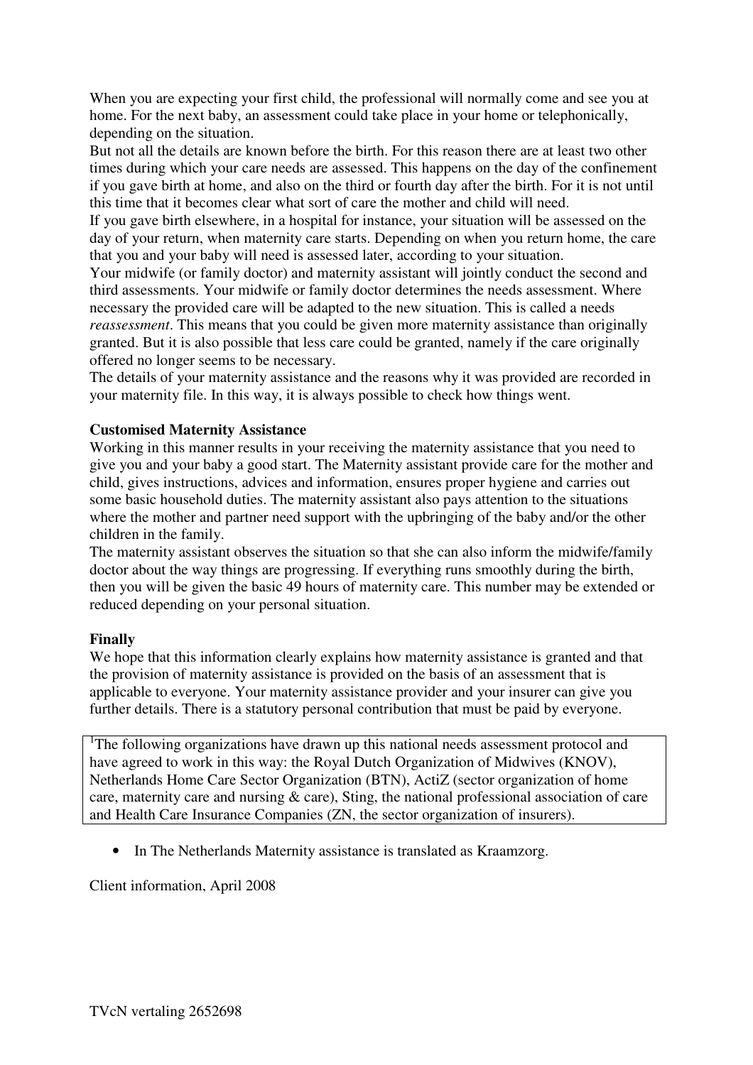When you are expecting your first child, the professional will normally come and see you at home. For the next baby, an assessment could take place in your home or telephonically, depending on the situation.
But not all the details are known before the birth. For this reason there are at least two other times during which your care needs are assessed. This happens on the day of the confinement if you gave birth at home, and also on the third or fourth day after the birth. For it is not until this time that it becomes clear what sort of care the mother and child will need.
If you gave birth elsewhere, in a hospital for instance, your situation will be assessed on the day of your return, when maternity care starts. Depending on when you return home, the care that you and your baby will need is assessed later, according to your situation.
Your midwife (or family doctor) and maternity assistant will jointly conduct the second and third assessments. Your midwife or family doctor determines the needs assessment. Where necessary the provided care will be adapted to the new situation. This is called a needs *reassessment*. This means that you could be given more maternity assistance than originally granted. But it is also possible that less care could be granted, namely if the care originally offered no longer seems to be necessary.
The details of your maternity assistance and the reasons why it was provided are recorded in your maternity file. In this way, it is always possible to check how things went.

**Customised Maternity Assistance**
Working in this manner results in your receiving the maternity assistance that you need to give you and your baby a good start. The Maternity assistant provide care for the mother and child, gives instructions, advices and information, ensures proper hygiene and carries out some basic household duties. The maternity assistant also pays attention to the situations where the mother and partner need support with the upbringing of the baby and/or the other children in the family.
The maternity assistant observes the situation so that she can also inform the midwife/family doctor about the way things are progressing. If everything runs smoothly during the birth, then you will be given the basic 49 hours of maternity care. This number may be extended or reduced depending on your personal situation.

**Finally**
We hope that this information clearly explains how maternity assistance is granted and that the provision of maternity assistance is provided on the basis of an assessment that is applicable to everyone. Your maternity assistance provider and your insurer can give you further details. There is a statutory personal contribution that must be paid by everyone.

[1]The following organizations have drawn up this national needs assessment protocol and have agreed to work in this way: the Royal Dutch Organization of Midwives (KNOV), Netherlands Home Care Sector Organization (BTN), ActiZ (sector organization of home care, maternity care and nursing & care), Sting, the national professional association of care and Health Care Insurance Companies (ZN, the sector organization of insurers).

- In The Netherlands Maternity assistance is translated as Kraamzorg.

Client information, April 2008

TVcN vertaling 2652698